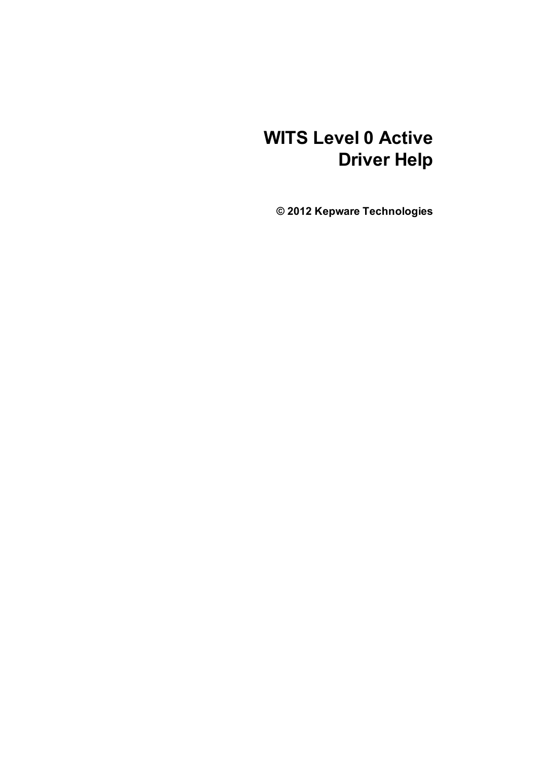# WITS Level 0 Active Driver Help

**© 2012 Kepware Technologies**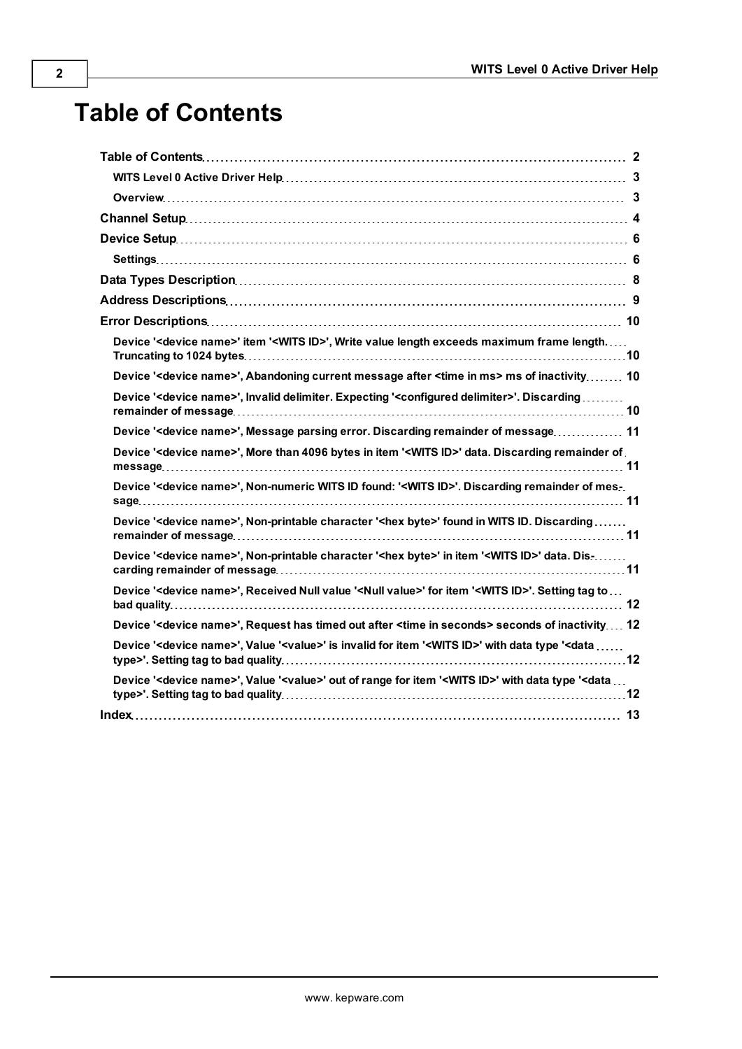# Table of Contents

- **Table of Contents** 2
  - **WITS Level 0 Active Driver Help** 3
  - **Overview** 3
- **Channel Setup** 4
- **Device Setup** 6
  - **Settings** 6
- **Data Types Description** 8
- **Address Descriptions** 9
- **Error Descriptions** 10
  - **Device '<device name>' item '<WITS ID>', Write value length exceeds maximum frame length. Truncating to 1024 bytes** 10
  - **Device '<device name>', Abandoning current message after <time in ms> ms of inactivity** 10
  - **Device '<device name>', Invalid delimiter. Expecting '<configured delimiter>'. Discarding remainder of message** 10
  - **Device '<device name>', Message parsing error. Discarding remainder of message** 11
  - **Device '<device name>', More than 4096 bytes in item '<WITS ID>' data. Discarding remainder of message** 11
  - **Device '<device name>', Non-numeric WITS ID found: '<WITS ID>'. Discarding remainder of message** 11
  - **Device '<device name>', Non-printable character '<hex byte>' found in WITS ID. Discarding remainder of message** 11
  - **Device '<device name>', Non-printable character '<hex byte>' in item '<WITS ID>' data. Discarding remainder of message** 11
  - **Device '<device name>', Received Null value '<Null value>' for item '<WITS ID>'. Setting tag to bad quality** 12
  - **Device '<device name>', Request has timed out after <time in seconds> seconds of inactivity** 12
  - **Device '<device name>', Value '<value>' is invalid for item '<WITS ID>' with data type '<data type>'. Setting tag to bad quality** 12
  - **Device '<device name>', Value '<value>' out of range for item '<WITS ID>' with data type '<data type>'. Setting tag to bad quality** 12
- **Index** 13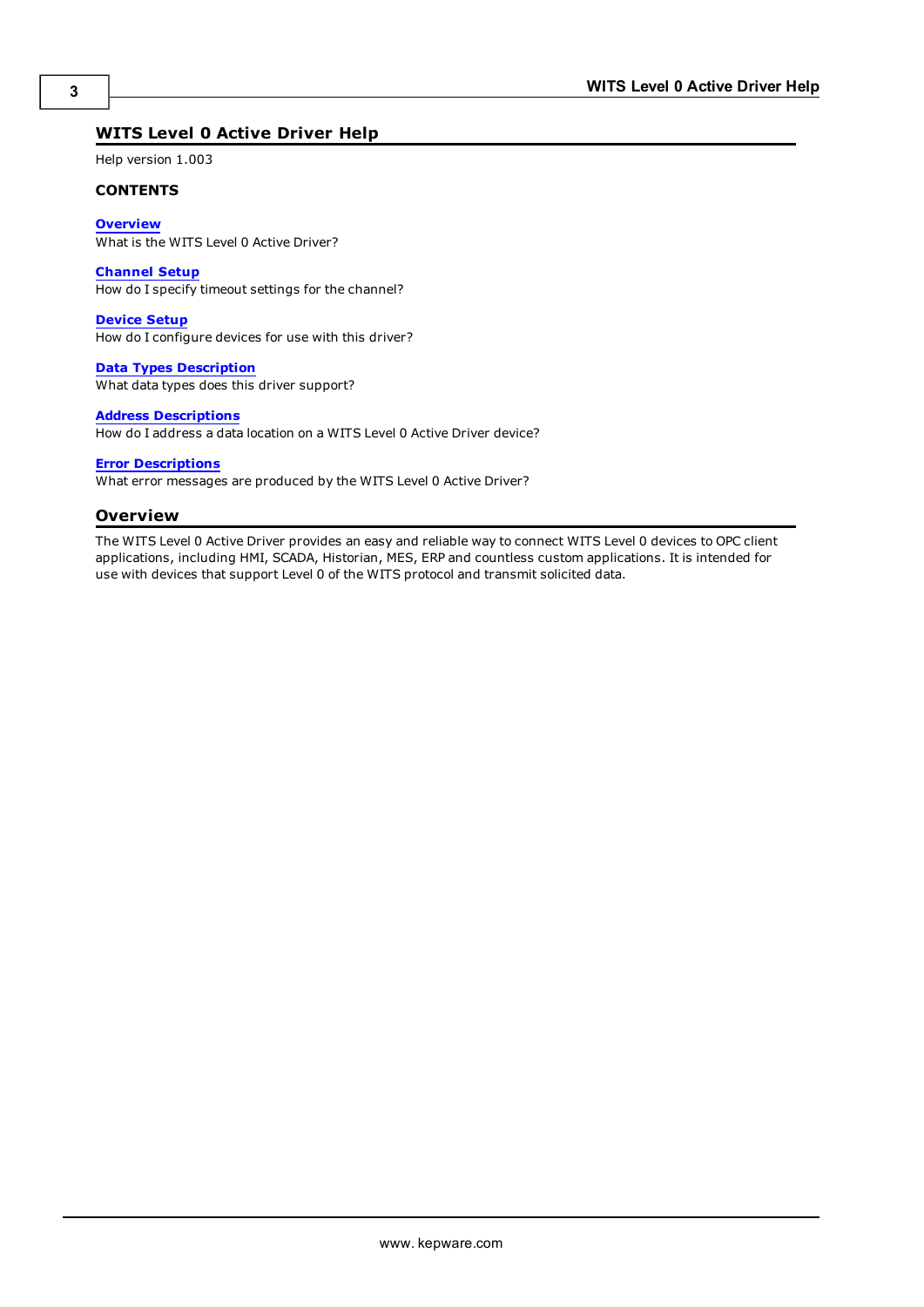# WITS Level 0 Active Driver Help

Help version 1.003

**CONTENTS**

**Overview**
What is the WITS Level 0 Active Driver?

**Channel Setup**
How do I specify timeout settings for the channel?

**Device Setup**
How do I configure devices for use with this driver?

**Data Types Description**
What data types does this driver support?

**Address Descriptions**
How do I address a data location on a WITS Level 0 Active Driver device?

**Error Descriptions**
What error messages are produced by the WITS Level 0 Active Driver?

## Overview

The WITS Level 0 Active Driver provides an easy and reliable way to connect WITS Level 0 devices to OPC client applications, including HMI, SCADA, Historian, MES, ERP and countless custom applications. It is intended for use with devices that support Level 0 of the WITS protocol and transmit solicited data.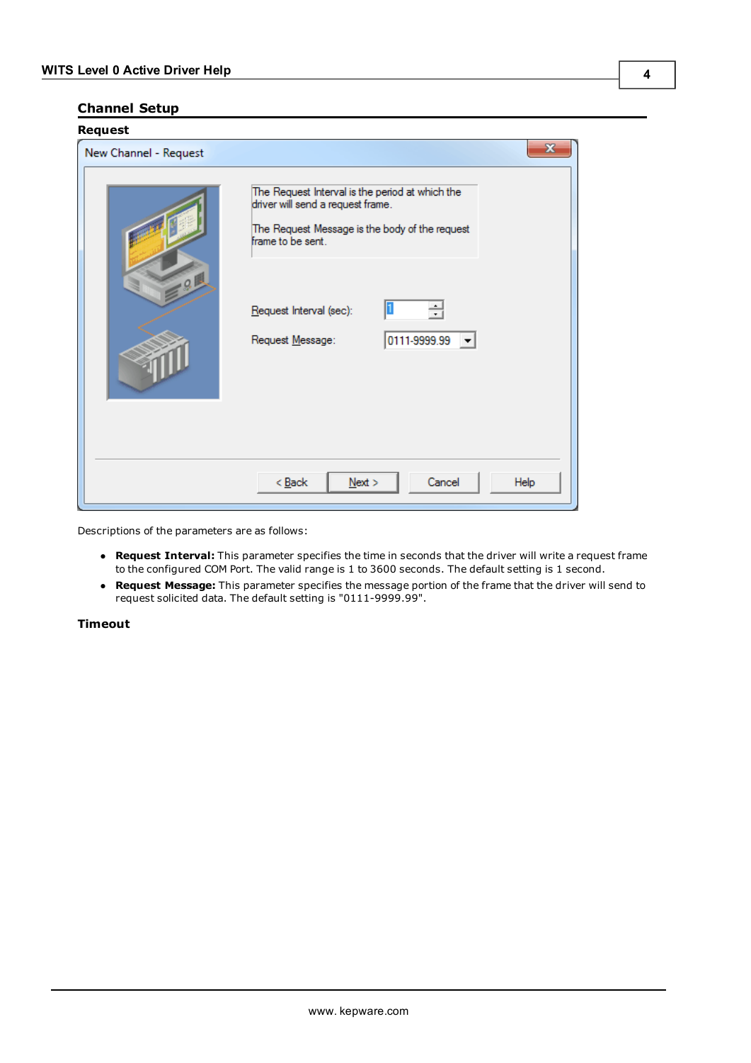## Channel Setup

### Request

Descriptions of the parameters are as follows:

- **Request Interval:** This parameter specifies the time in seconds that the driver will write a request frame to the configured COM Port. The valid range is 1 to 3600 seconds. The default setting is 1 second.
- **Request Message:** This parameter specifies the message portion of the frame that the driver will send to request solicited data. The default setting is "0111-9999.99".

### Timeout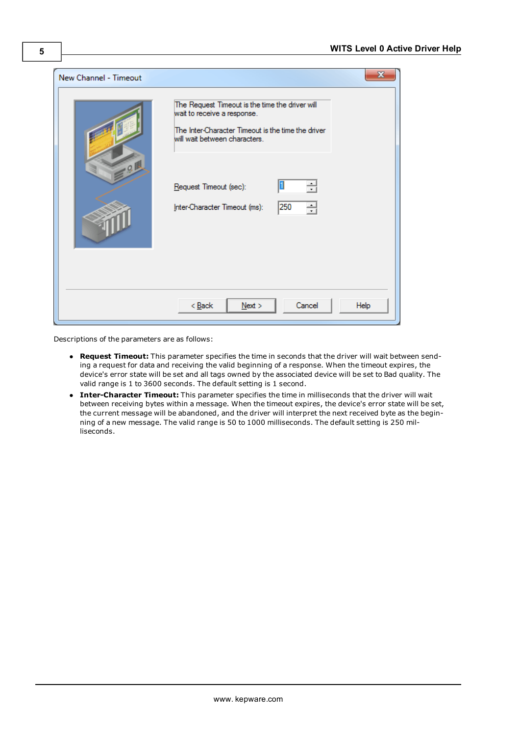Descriptions of the parameters are as follows:

- **Request Timeout:** This parameter specifies the time in seconds that the driver will wait between sending a request for data and receiving the valid beginning of a response. When the timeout expires, the device's error state will be set and all tags owned by the associated device will be set to Bad quality. The valid range is 1 to 3600 seconds. The default setting is 1 second.
- **Inter-Character Timeout:** This parameter specifies the time in milliseconds that the driver will wait between receiving bytes within a message. When the timeout expires, the device's error state will be set, the current message will be abandoned, and the driver will interpret the next received byte as the beginning of a new message. The valid range is 50 to 1000 milliseconds. The default setting is 250 milliseconds.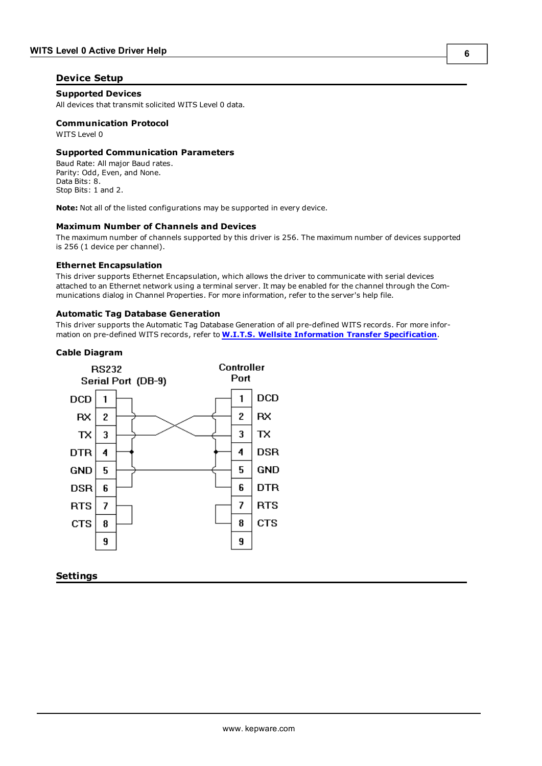## Device Setup

### Supported Devices

All devices that transmit solicited WITS Level 0 data.

### Communication Protocol

WITS Level 0

### Supported Communication Parameters

Baud Rate: All major Baud rates.
Parity: Odd, Even, and None.
Data Bits: 8.
Stop Bits: 1 and 2.

**Note:** Not all of the listed configurations may be supported in every device.

### Maximum Number of Channels and Devices

The maximum number of channels supported by this driver is 256. The maximum number of devices supported is 256 (1 device per channel).

### Ethernet Encapsulation

This driver supports Ethernet Encapsulation, which allows the driver to communicate with serial devices attached to an Ethernet network using a terminal server. It may be enabled for the channel through the Communications dialog in Channel Properties. For more information, refer to the server's help file.

### Automatic Tag Database Generation

This driver supports the Automatic Tag Database Generation of all pre-defined WITS records. For more information on pre-defined WITS records, refer to **W.I.T.S. Wellsite Information Transfer Specification**.

### Cable Diagram

RS232 Serial Port (DB-9)

| Signal | Pin |
|---|---|
| DCD | 1 |
| RX | 2 |
| TX | 3 |
| DTR | 4 |
| GND | 5 |
| DSR | 6 |
| RTS | 7 |
| CTS | 8 |
| | 9 |

Controller Port

| Pin | Signal |
|---|---|
| 1 | DCD |
| 2 | RX |
| 3 | TX |
| 4 | DSR |
| 5 | GND |
| 6 | DTR |
| 7 | RTS |
| 8 | CTS |
| 9 | |

## Settings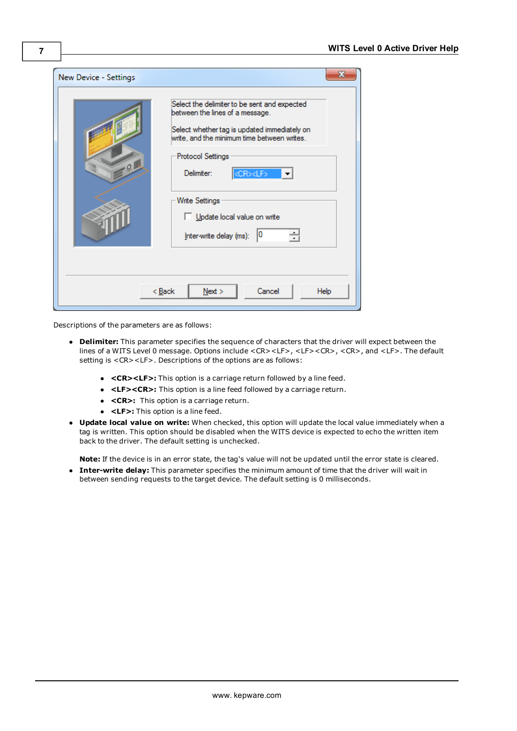Descriptions of the parameters are as follows:

- **Delimiter:** This parameter specifies the sequence of characters that the driver will expect between the lines of a WITS Level 0 message. Options include <CR><LF>, <LF><CR>, <CR>, and <LF>. The default setting is <CR><LF>. Descriptions of the options are as follows:
    - **<CR><LF>:** This option is a carriage return followed by a line feed.
    - **<LF><CR>:** This option is a line feed followed by a carriage return.
    - **<CR>:** This option is a carriage return.
    - **<LF>:** This option is a line feed.
- **Update local value on write:** When checked, this option will update the local value immediately when a tag is written. This option should be disabled when the WITS device is expected to echo the written item back to the driver. The default setting is unchecked.

  **Note:** If the device is in an error state, the tag's value will not be updated until the error state is cleared.
- **Inter-write delay:** This parameter specifies the minimum amount of time that the driver will wait in between sending requests to the target device. The default setting is 0 milliseconds.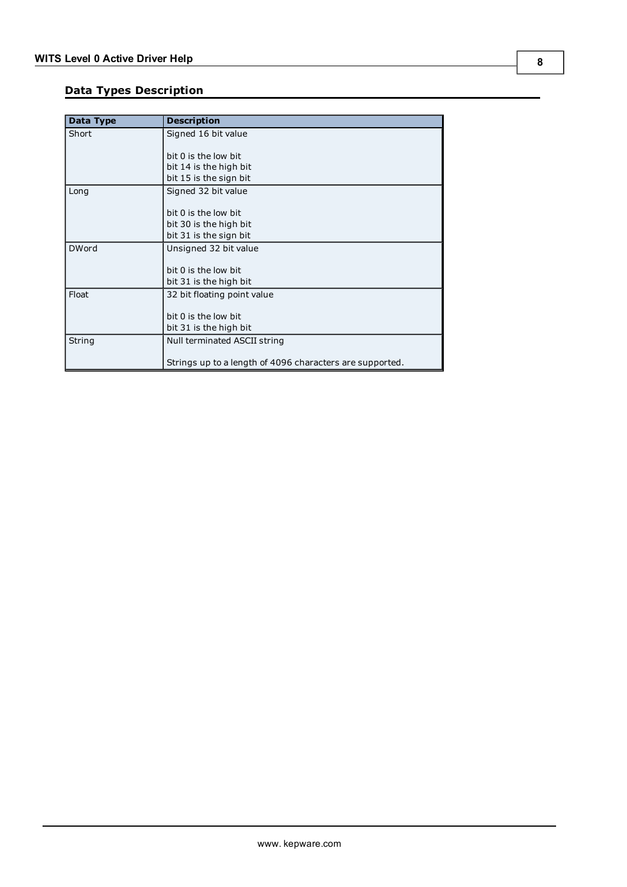## Data Types Description

| Data Type | Description |
|---|---|
| Short | Signed 16 bit value<br><br>bit 0 is the low bit<br>bit 14 is the high bit<br>bit 15 is the sign bit |
| Long | Signed 32 bit value<br><br>bit 0 is the low bit<br>bit 30 is the high bit<br>bit 31 is the sign bit |
| DWord | Unsigned 32 bit value<br><br>bit 0 is the low bit<br>bit 31 is the high bit |
| Float | 32 bit floating point value<br><br>bit 0 is the low bit<br>bit 31 is the high bit |
| String | Null terminated ASCII string<br><br>Strings up to a length of 4096 characters are supported. |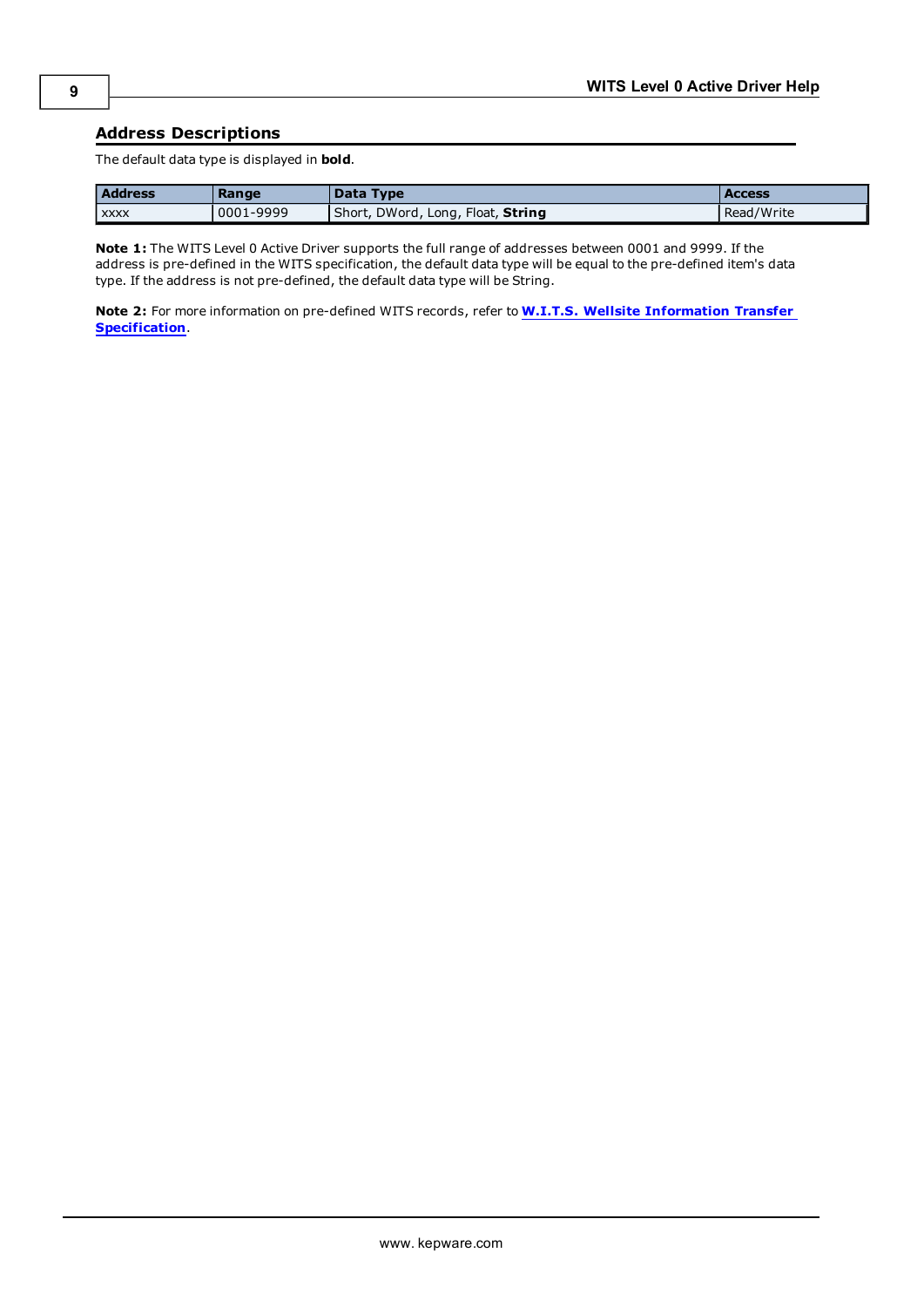## Address Descriptions

The default data type is displayed in **bold**.

| Address | Range | Data Type | Access |
|---|---|---|---|
| xxxx | 0001-9999 | Short, DWord, Long, Float, **String** | Read/Write |

**Note 1:** The WITS Level 0 Active Driver supports the full range of addresses between 0001 and 9999. If the address is pre-defined in the WITS specification, the default data type will be equal to the pre-defined item's data type. If the address is not pre-defined, the default data type will be String.

**Note 2:** For more information on pre-defined WITS records, refer to **W.I.T.S. Wellsite Information Transfer Specification**.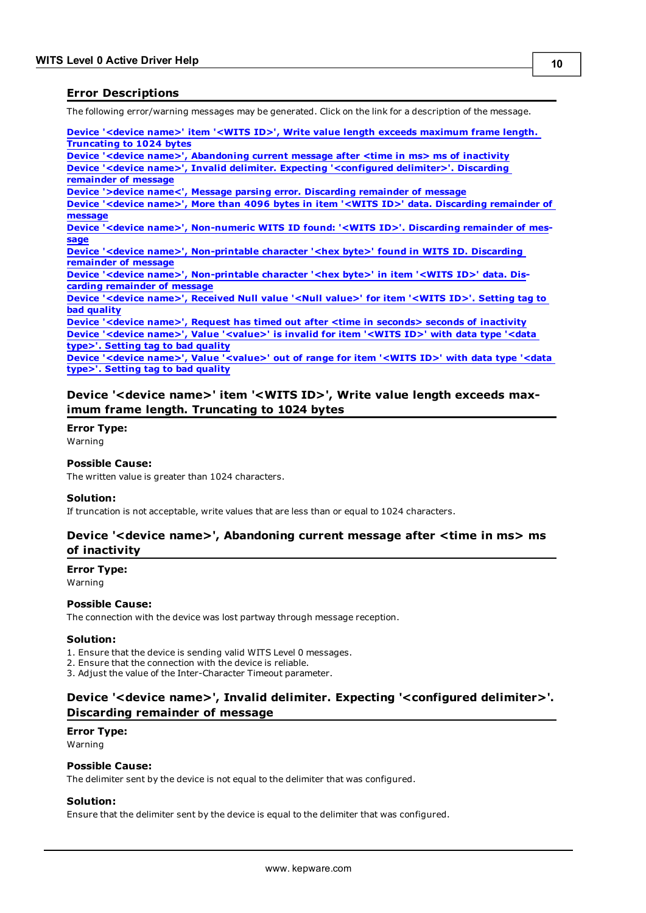## Error Descriptions

The following error/warning messages may be generated. Click on the link for a description of the message.

Device '<device name>' item '<WITS ID>', Write value length exceeds maximum frame length. Truncating to 1024 bytes
Device '<device name>', Abandoning current message after <time in ms> ms of inactivity
Device '<device name>', Invalid delimiter. Expecting '<configured delimiter>'. Discarding remainder of message
Device '>device name<', Message parsing error. Discarding remainder of message
Device '<device name>', More than 4096 bytes in item '<WITS ID>' data. Discarding remainder of message
Device '<device name>', Non-numeric WITS ID found: '<WITS ID>'. Discarding remainder of message
Device '<device name>', Non-printable character '<hex byte>' found in WITS ID. Discarding remainder of message
Device '<device name>', Non-printable character '<hex byte>' in item '<WITS ID>' data. Discarding remainder of message
Device '<device name>', Received Null value '<Null value>' for item '<WITS ID>'. Setting tag to bad quality
Device '<device name>', Request has timed out after <time in seconds> seconds of inactivity
Device '<device name>', Value '<value>' is invalid for item '<WITS ID>' with data type '<data type>'. Setting tag to bad quality
Device '<device name>', Value '<value>' out of range for item '<WITS ID>' with data type '<data type>'. Setting tag to bad quality

### Device '<device name>' item '<WITS ID>', Write value length exceeds maximum frame length. Truncating to 1024 bytes

**Error Type:**
Warning

**Possible Cause:**
The written value is greater than 1024 characters.

**Solution:**
If truncation is not acceptable, write values that are less than or equal to 1024 characters.

### Device '<device name>', Abandoning current message after <time in ms> ms of inactivity

**Error Type:**
Warning

**Possible Cause:**
The connection with the device was lost partway through message reception.

**Solution:**
1. Ensure that the device is sending valid WITS Level 0 messages.
2. Ensure that the connection with the device is reliable.
3. Adjust the value of the Inter-Character Timeout parameter.

### Device '<device name>', Invalid delimiter. Expecting '<configured delimiter>'. Discarding remainder of message

**Error Type:**
Warning

**Possible Cause:**
The delimiter sent by the device is not equal to the delimiter that was configured.

**Solution:**
Ensure that the delimiter sent by the device is equal to the delimiter that was configured.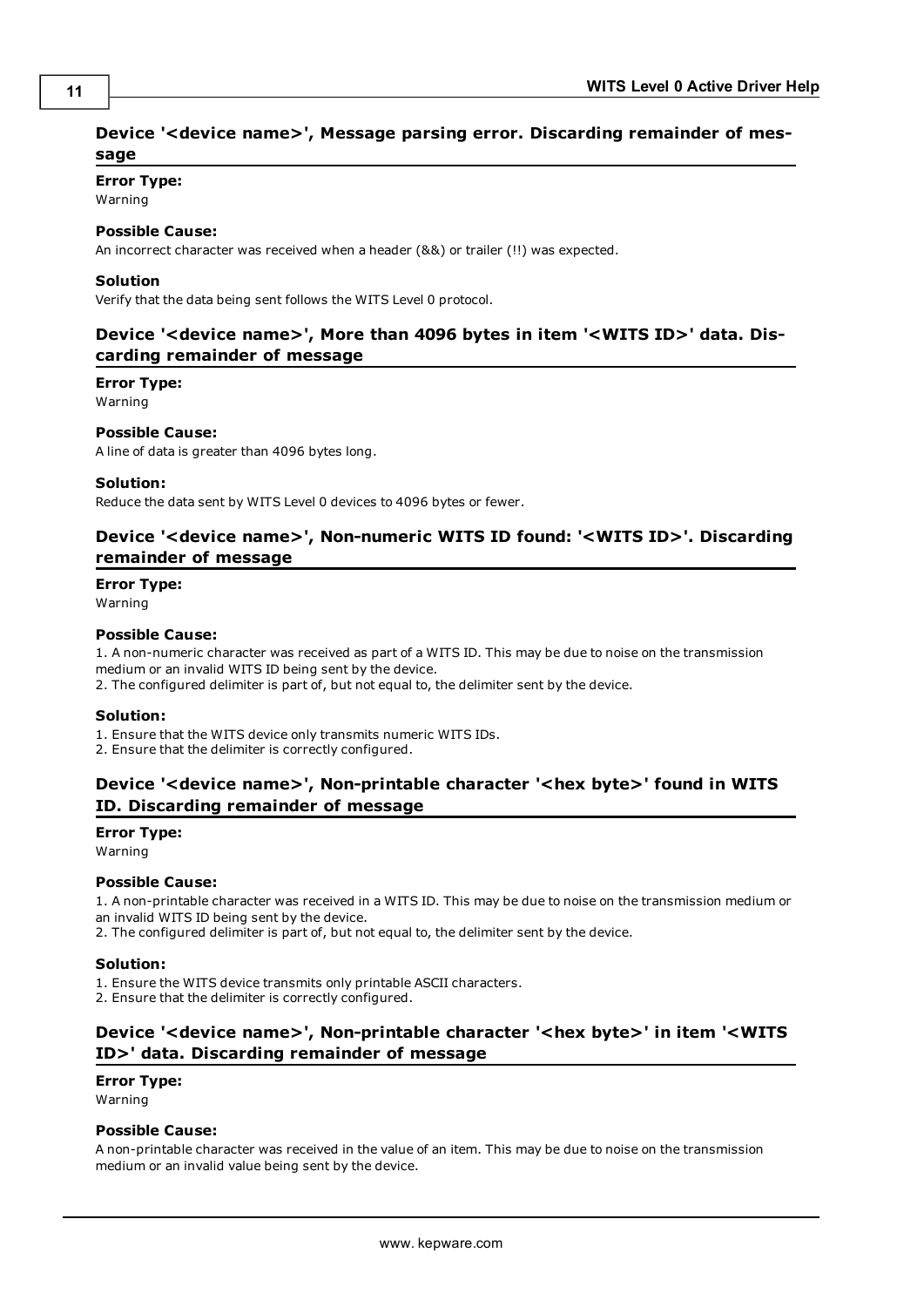### Device '<device name>', Message parsing error. Discarding remainder of message

**Error Type:**
Warning

**Possible Cause:**
An incorrect character was received when a header (&&) or trailer (!!) was expected.

**Solution**
Verify that the data being sent follows the WITS Level 0 protocol.

### Device '<device name>', More than 4096 bytes in item '<WITS ID>' data. Discarding remainder of message

**Error Type:**
Warning

**Possible Cause:**
A line of data is greater than 4096 bytes long.

**Solution:**
Reduce the data sent by WITS Level 0 devices to 4096 bytes or fewer.

### Device '<device name>', Non-numeric WITS ID found: '<WITS ID>'. Discarding remainder of message

**Error Type:**
Warning

**Possible Cause:**
1. A non-numeric character was received as part of a WITS ID. This may be due to noise on the transmission medium or an invalid WITS ID being sent by the device.
2. The configured delimiter is part of, but not equal to, the delimiter sent by the device.

**Solution:**
1. Ensure that the WITS device only transmits numeric WITS IDs.
2. Ensure that the delimiter is correctly configured.

### Device '<device name>', Non-printable character '<hex byte>' found in WITS ID. Discarding remainder of message

**Error Type:**
Warning

**Possible Cause:**
1. A non-printable character was received in a WITS ID. This may be due to noise on the transmission medium or an invalid WITS ID being sent by the device.
2. The configured delimiter is part of, but not equal to, the delimiter sent by the device.

**Solution:**
1. Ensure the WITS device transmits only printable ASCII characters.
2. Ensure that the delimiter is correctly configured.

### Device '<device name>', Non-printable character '<hex byte>' in item '<WITS ID>' data. Discarding remainder of message

**Error Type:**
Warning

**Possible Cause:**
A non-printable character was received in the value of an item. This may be due to noise on the transmission medium or an invalid value being sent by the device.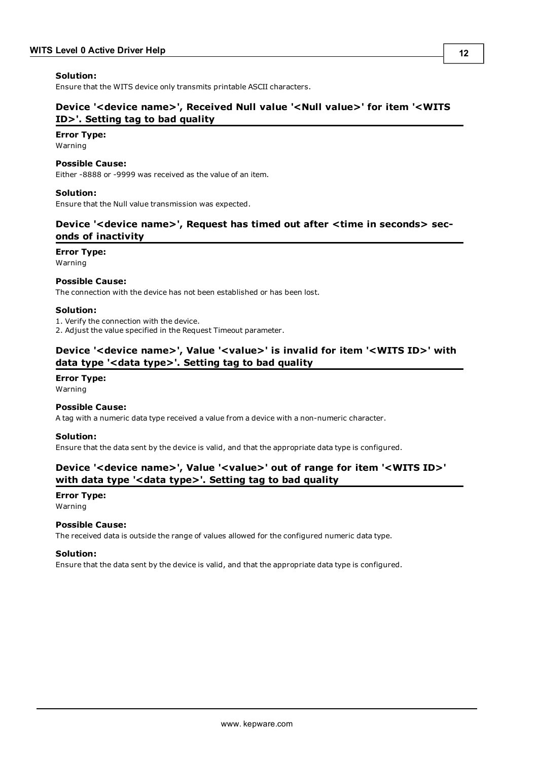**Solution:**
Ensure that the WITS device only transmits printable ASCII characters.

### Device '<device name>', Received Null value '<Null value>' for item '<WITS ID>'. Setting tag to bad quality

**Error Type:**
Warning

**Possible Cause:**
Either -8888 or -9999 was received as the value of an item.

**Solution:**
Ensure that the Null value transmission was expected.

### Device '<device name>', Request has timed out after <time in seconds> seconds of inactivity

**Error Type:**
Warning

**Possible Cause:**
The connection with the device has not been established or has been lost.

**Solution:**
1. Verify the connection with the device.
2. Adjust the value specified in the Request Timeout parameter.

### Device '<device name>', Value '<value>' is invalid for item '<WITS ID>' with data type '<data type>'. Setting tag to bad quality

**Error Type:**
Warning

**Possible Cause:**
A tag with a numeric data type received a value from a device with a non-numeric character.

**Solution:**
Ensure that the data sent by the device is valid, and that the appropriate data type is configured.

### Device '<device name>', Value '<value>' out of range for item '<WITS ID>' with data type '<data type>'. Setting tag to bad quality

**Error Type:**
Warning

**Possible Cause:**
The received data is outside the range of values allowed for the configured numeric data type.

**Solution:**
Ensure that the data sent by the device is valid, and that the appropriate data type is configured.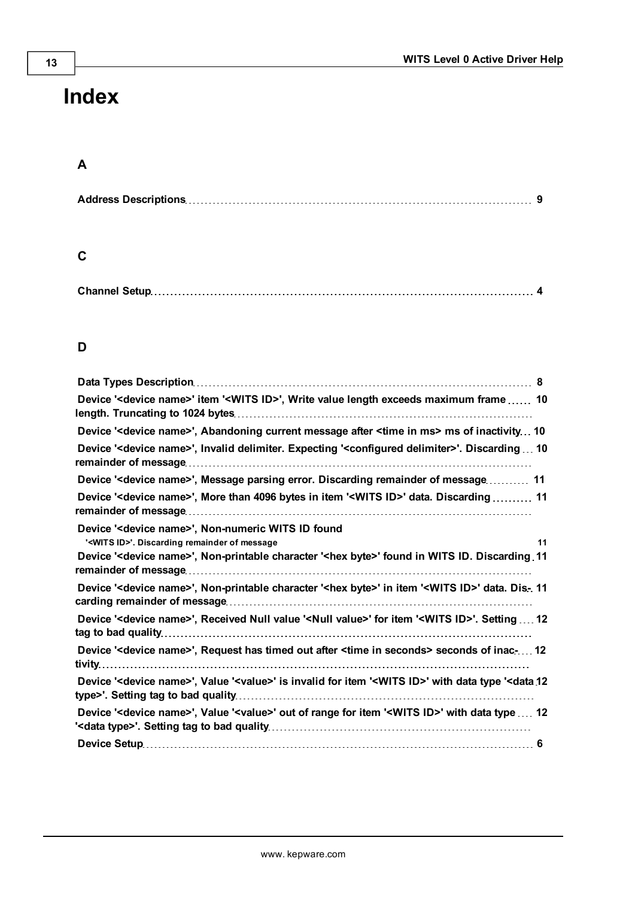# Index

## A

Address Descriptions 9

## C

Channel Setup 4

## D

Data Types Description 8

Device '<device name>' item '<WITS ID>', Write value length exceeds maximum frame length. Truncating to 1024 bytes 10

Device '<device name>', Abandoning current message after <time in ms> ms of inactivity 10

Device '<device name>', Invalid delimiter. Expecting '<configured delimiter>'. Discarding remainder of message 10

Device '<device name>', Message parsing error. Discarding remainder of message 11

Device '<device name>', More than 4096 bytes in item '<WITS ID>' data. Discarding remainder of message 11

Device '<device name>', Non-numeric WITS ID found '<WITS ID>'. Discarding remainder of message 11

Device '<device name>', Non-printable character '<hex byte>' found in WITS ID. Discarding remainder of message 11

Device '<device name>', Non-printable character '<hex byte>' in item '<WITS ID>' data. Discarding remainder of message 11

Device '<device name>', Received Null value '<Null value>' for item '<WITS ID>'. Setting tag to bad quality 12

Device '<device name>', Request has timed out after <time in seconds> seconds of inactivity 12

Device '<device name>', Value '<value>' is invalid for item '<WITS ID>' with data type '<data type>'. Setting tag to bad quality 12

Device '<device name>', Value '<value>' out of range for item '<WITS ID>' with data type '<data type>'. Setting tag to bad quality 12

Device Setup 6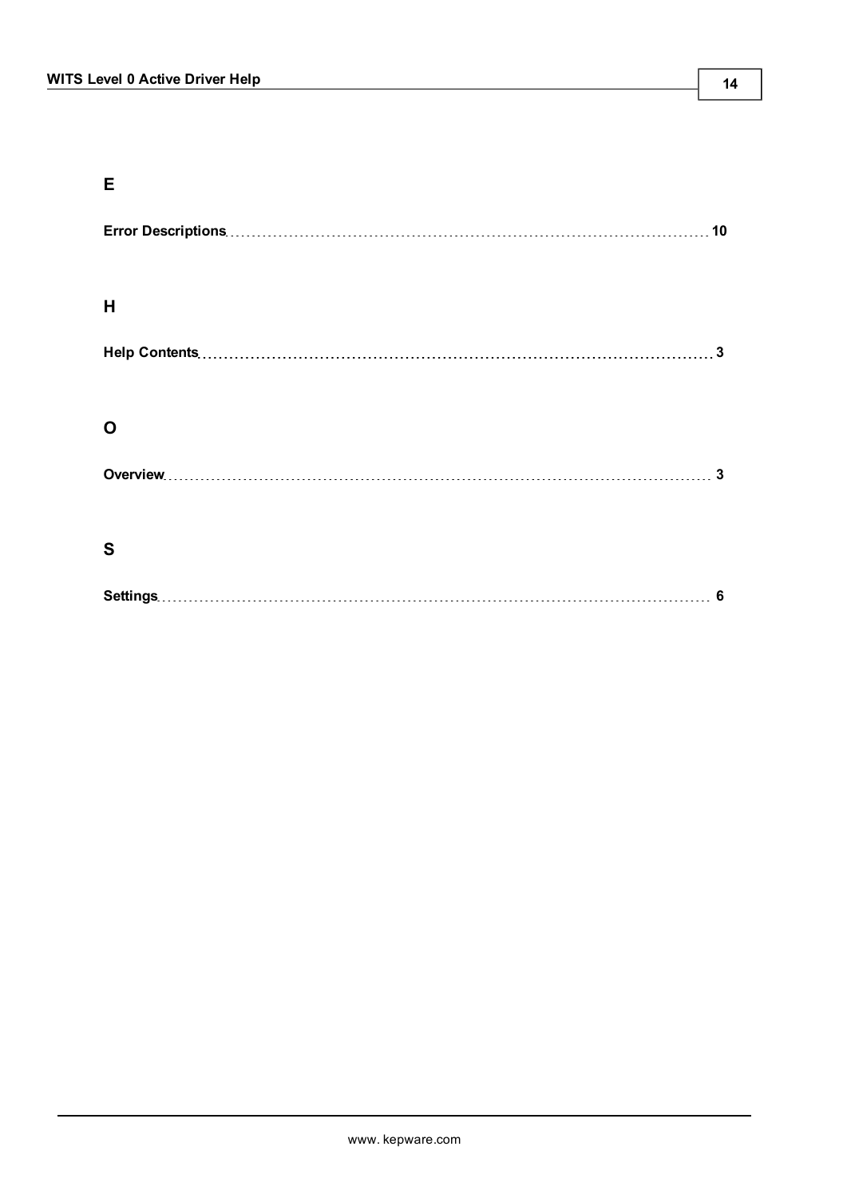## E

**Error Descriptions** ........ 10

## H

**Help Contents** ........ 3

## O

**Overview** ........ 3

## S

**Settings** ........ 6